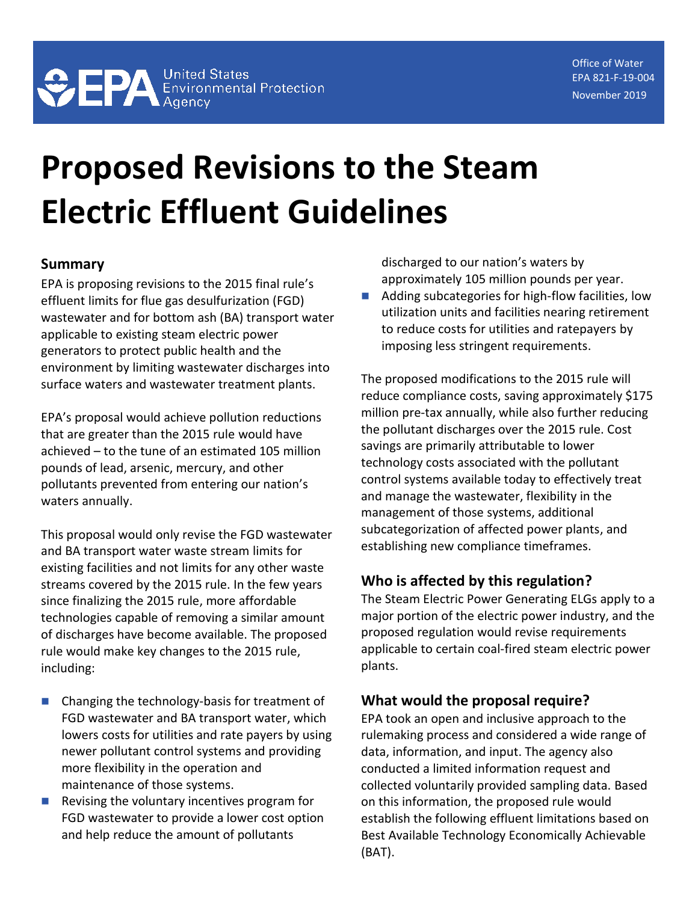Office of Water
EPA 821-F-19-004
November 2019

# Proposed Revisions to the Steam Electric Effluent Guidelines

## Summary

EPA is proposing revisions to the 2015 final rule's effluent limits for flue gas desulfurization (FGD) wastewater and for bottom ash (BA) transport water applicable to existing steam electric power generators to protect public health and the environment by limiting wastewater discharges into surface waters and wastewater treatment plants.

EPA's proposal would achieve pollution reductions that are greater than the 2015 rule would have achieved – to the tune of an estimated 105 million pounds of lead, arsenic, mercury, and other pollutants prevented from entering our nation's waters annually.

This proposal would only revise the FGD wastewater and BA transport water waste stream limits for existing facilities and not limits for any other waste streams covered by the 2015 rule. In the few years since finalizing the 2015 rule, more affordable technologies capable of removing a similar amount of discharges have become available. The proposed rule would make key changes to the 2015 rule, including:

- Changing the technology-basis for treatment of FGD wastewater and BA transport water, which lowers costs for utilities and rate payers by using newer pollutant control systems and providing more flexibility in the operation and maintenance of those systems.
- Revising the voluntary incentives program for FGD wastewater to provide a lower cost option and help reduce the amount of pollutants discharged to our nation's waters by approximately 105 million pounds per year.
- Adding subcategories for high-flow facilities, low utilization units and facilities nearing retirement to reduce costs for utilities and ratepayers by imposing less stringent requirements.

The proposed modifications to the 2015 rule will reduce compliance costs, saving approximately $175 million pre-tax annually, while also further reducing the pollutant discharges over the 2015 rule. Cost savings are primarily attributable to lower technology costs associated with the pollutant control systems available today to effectively treat and manage the wastewater, flexibility in the management of those systems, additional subcategorization of affected power plants, and establishing new compliance timeframes.

## Who is affected by this regulation?

The Steam Electric Power Generating ELGs apply to a major portion of the electric power industry, and the proposed regulation would revise requirements applicable to certain coal-fired steam electric power plants.

## What would the proposal require?

EPA took an open and inclusive approach to the rulemaking process and considered a wide range of data, information, and input. The agency also conducted a limited information request and collected voluntarily provided sampling data. Based on this information, the proposed rule would establish the following effluent limitations based on Best Available Technology Economically Achievable (BAT).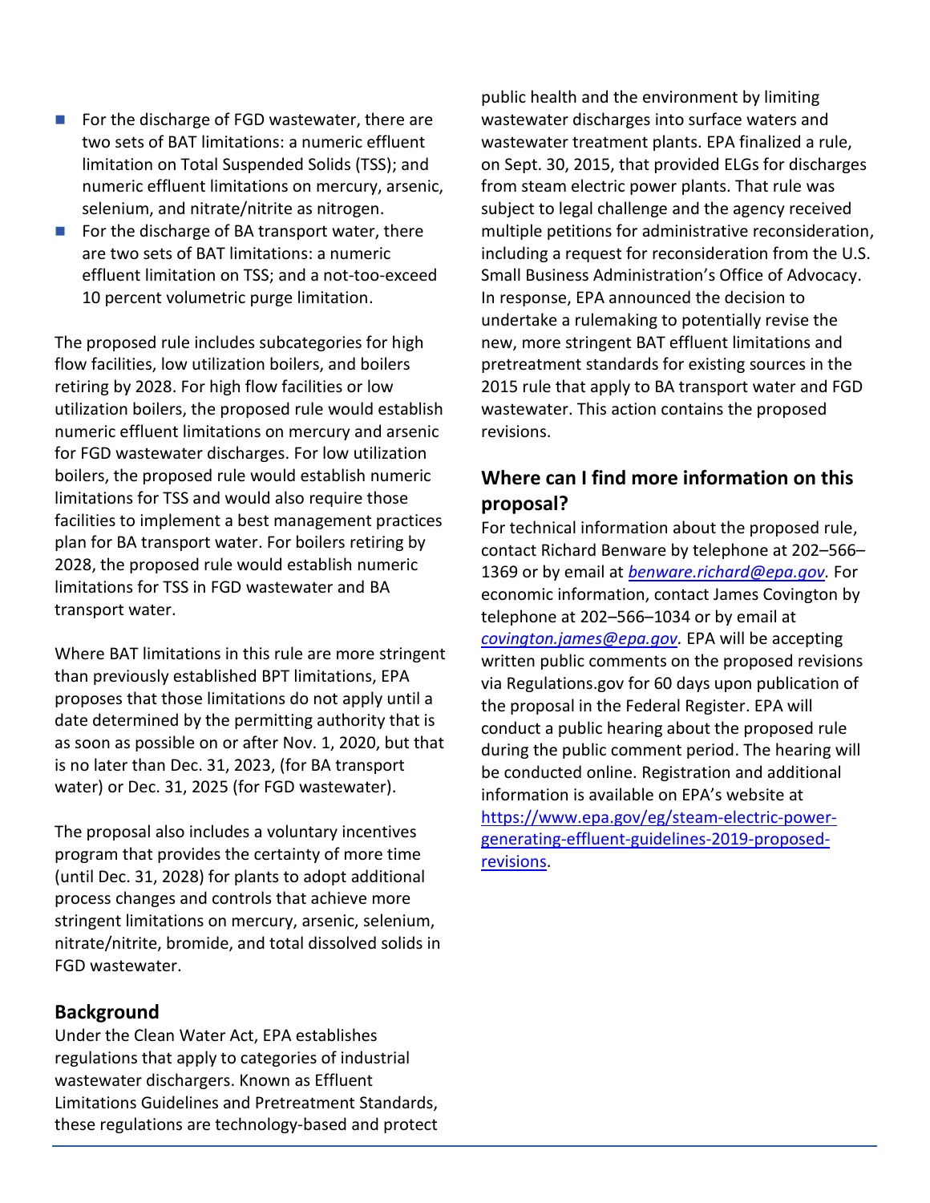- For the discharge of FGD wastewater, there are two sets of BAT limitations: a numeric effluent limitation on Total Suspended Solids (TSS); and numeric effluent limitations on mercury, arsenic, selenium, and nitrate/nitrite as nitrogen.
- For the discharge of BA transport water, there are two sets of BAT limitations: a numeric effluent limitation on TSS; and a not-too-exceed 10 percent volumetric purge limitation.

The proposed rule includes subcategories for high flow facilities, low utilization boilers, and boilers retiring by 2028. For high flow facilities or low utilization boilers, the proposed rule would establish numeric effluent limitations on mercury and arsenic for FGD wastewater discharges. For low utilization boilers, the proposed rule would establish numeric limitations for TSS and would also require those facilities to implement a best management practices plan for BA transport water. For boilers retiring by 2028, the proposed rule would establish numeric limitations for TSS in FGD wastewater and BA transport water.

Where BAT limitations in this rule are more stringent than previously established BPT limitations, EPA proposes that those limitations do not apply until a date determined by the permitting authority that is as soon as possible on or after Nov. 1, 2020, but that is no later than Dec. 31, 2023, (for BA transport water) or Dec. 31, 2025 (for FGD wastewater).

The proposal also includes a voluntary incentives program that provides the certainty of more time (until Dec. 31, 2028) for plants to adopt additional process changes and controls that achieve more stringent limitations on mercury, arsenic, selenium, nitrate/nitrite, bromide, and total dissolved solids in FGD wastewater.

## Background

Under the Clean Water Act, EPA establishes regulations that apply to categories of industrial wastewater dischargers. Known as Effluent Limitations Guidelines and Pretreatment Standards, these regulations are technology-based and protect public health and the environment by limiting wastewater discharges into surface waters and wastewater treatment plants. EPA finalized a rule, on Sept. 30, 2015, that provided ELGs for discharges from steam electric power plants. That rule was subject to legal challenge and the agency received multiple petitions for administrative reconsideration, including a request for reconsideration from the U.S. Small Business Administration's Office of Advocacy. In response, EPA announced the decision to undertake a rulemaking to potentially revise the new, more stringent BAT effluent limitations and pretreatment standards for existing sources in the 2015 rule that apply to BA transport water and FGD wastewater. This action contains the proposed revisions.

## Where can I find more information on this proposal?

For technical information about the proposed rule, contact Richard Benware by telephone at 202–566–1369 or by email at *benware.richard@epa.gov.* For economic information, contact James Covington by telephone at 202–566–1034 or by email at *covington.james@epa.gov.* EPA will be accepting written public comments on the proposed revisions via Regulations.gov for 60 days upon publication of the proposal in the Federal Register. EPA will conduct a public hearing about the proposed rule during the public comment period. The hearing will be conducted online. Registration and additional information is available on EPA's website at https://www.epa.gov/eg/steam-electric-power-generating-effluent-guidelines-2019-proposed-revisions.